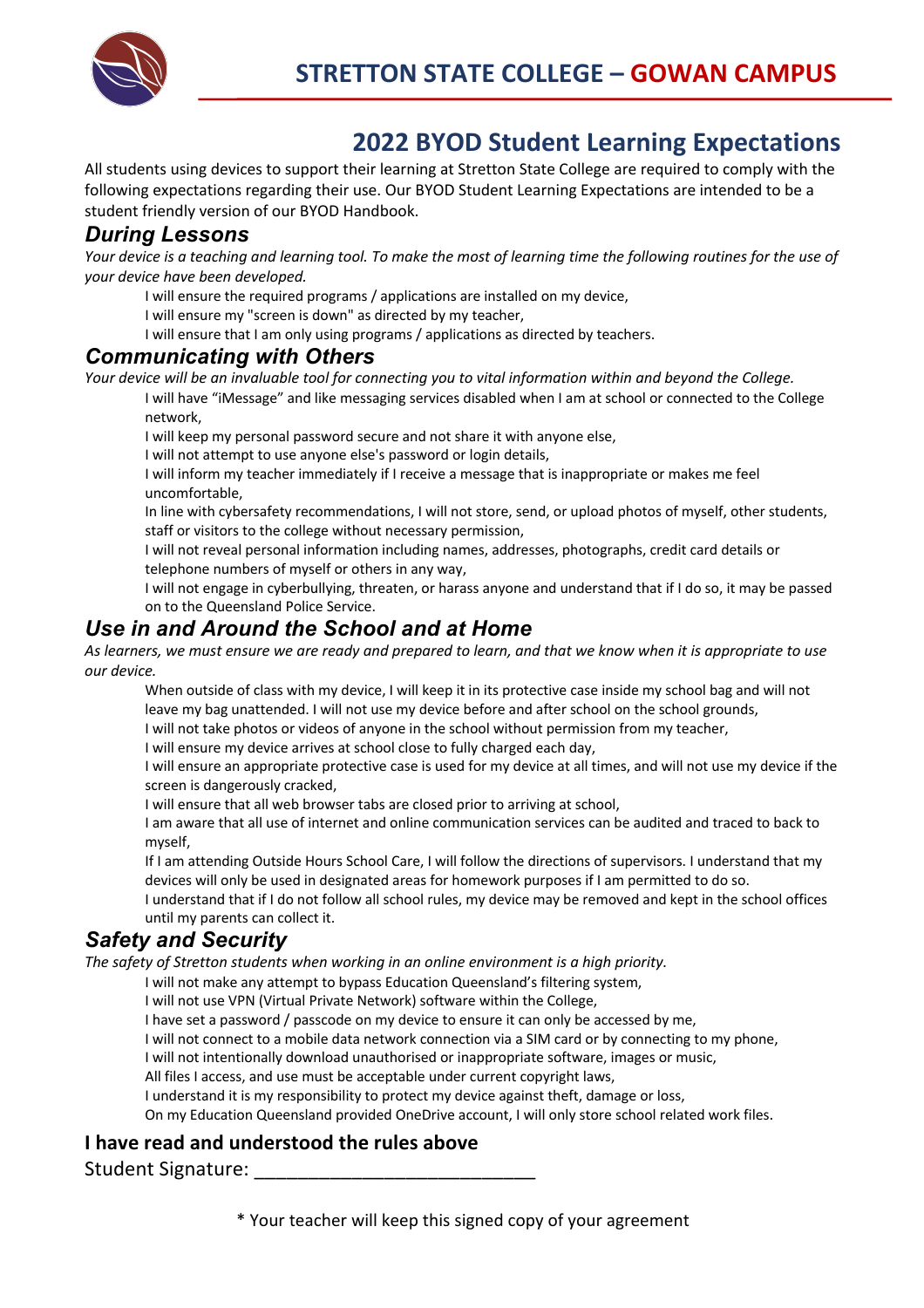# STRETTON STATE COLLEGE – GOWAN CAMPUS

## 2022 BYOD Student Learning Expectations

All students using devices to support their learning at Stretton State College are required to comply with the following expectations regarding their use. Our BYOD Student Learning Expectations are intended to be a student friendly version of our BYOD Handbook.

### During Lessons

*Your device is a teaching and learning tool. To make the most of learning time the following routines for the use of your device have been developed.*

- I will ensure the required programs / applications are installed on my device,
- I will ensure my "screen is down" as directed by my teacher,
- I will ensure that I am only using programs / applications as directed by teachers.

### Communicating with Others

*Your device will be an invaluable tool for connecting you to vital information within and beyond the College.*

- I will have "iMessage" and like messaging services disabled when I am at school or connected to the College network,
- I will keep my personal password secure and not share it with anyone else,
- I will not attempt to use anyone else's password or login details,
- I will inform my teacher immediately if I receive a message that is inappropriate or makes me feel uncomfortable,
- In line with cybersafety recommendations, I will not store, send, or upload photos of myself, other students, staff or visitors to the college without necessary permission,
- I will not reveal personal information including names, addresses, photographs, credit card details or telephone numbers of myself or others in any way,
- I will not engage in cyberbullying, threaten, or harass anyone and understand that if I do so, it may be passed on to the Queensland Police Service.

### Use in and Around the School and at Home

*As learners, we must ensure we are ready and prepared to learn, and that we know when it is appropriate to use our device.*

- When outside of class with my device, I will keep it in its protective case inside my school bag and will not leave my bag unattended. I will not use my device before and after school on the school grounds,
- I will not take photos or videos of anyone in the school without permission from my teacher,
- I will ensure my device arrives at school close to fully charged each day,
- I will ensure an appropriate protective case is used for my device at all times, and will not use my device if the screen is dangerously cracked,
- I will ensure that all web browser tabs are closed prior to arriving at school,
- I am aware that all use of internet and online communication services can be audited and traced to back to myself,
- If I am attending Outside Hours School Care, I will follow the directions of supervisors. I understand that my devices will only be used in designated areas for homework purposes if I am permitted to do so.
- I understand that if I do not follow all school rules, my device may be removed and kept in the school offices until my parents can collect it.

### Safety and Security

*The safety of Stretton students when working in an online environment is a high priority.*

- I will not make any attempt to bypass Education Queensland's filtering system,
- I will not use VPN (Virtual Private Network) software within the College,
- I have set a password / passcode on my device to ensure it can only be accessed by me,
- I will not connect to a mobile data network connection via a SIM card or by connecting to my phone,
- I will not intentionally download unauthorised or inappropriate software, images or music,
- All files I access, and use must be acceptable under current copyright laws,
- I understand it is my responsibility to protect my device against theft, damage or loss,
- On my Education Queensland provided OneDrive account, I will only store school related work files.

**I have read and understood the rules above**

Student Signature: ___________________________

\* Your teacher will keep this signed copy of your agreement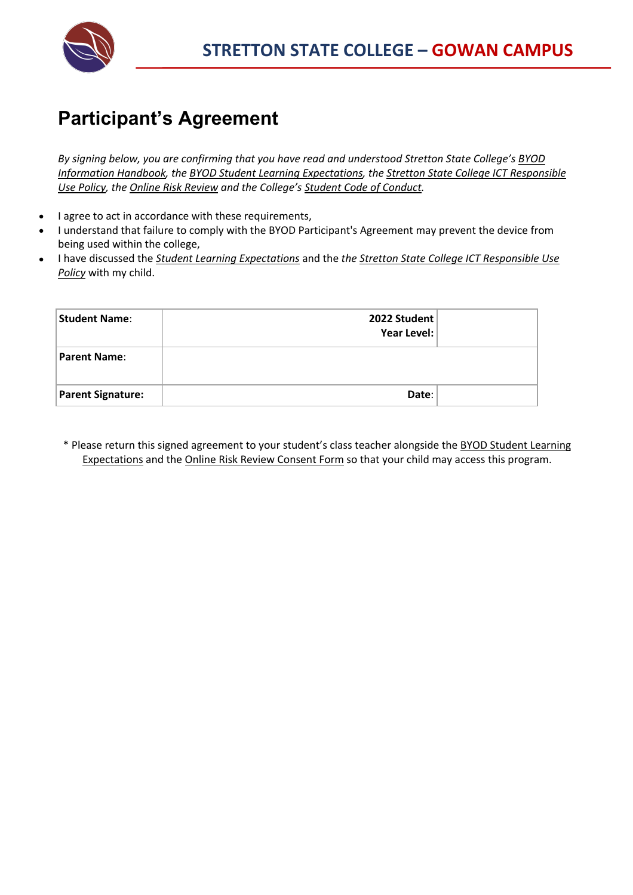STRETTON STATE COLLEGE – GOWAN CAMPUS

# Participant's Agreement

*By signing below, you are confirming that you have read and understood Stretton State College's BYOD Information Handbook, the BYOD Student Learning Expectations, the Stretton State College ICT Responsible Use Policy, the Online Risk Review and the College's Student Code of Conduct.*

- I agree to act in accordance with these requirements,
- I understand that failure to comply with the BYOD Participant's Agreement may prevent the device from being used within the college,
- I have discussed the *Student Learning Expectations* and the *the Stretton State College ICT Responsible Use Policy* with my child.

| | | |
|---|---|---|
| **Student Name**: | **2022 Student Year Level:** | |
| **Parent Name**: | | |
| **Parent Signature:** | **Date**: | |

\* Please return this signed agreement to your student's class teacher alongside the BYOD Student Learning Expectations and the Online Risk Review Consent Form so that your child may access this program.